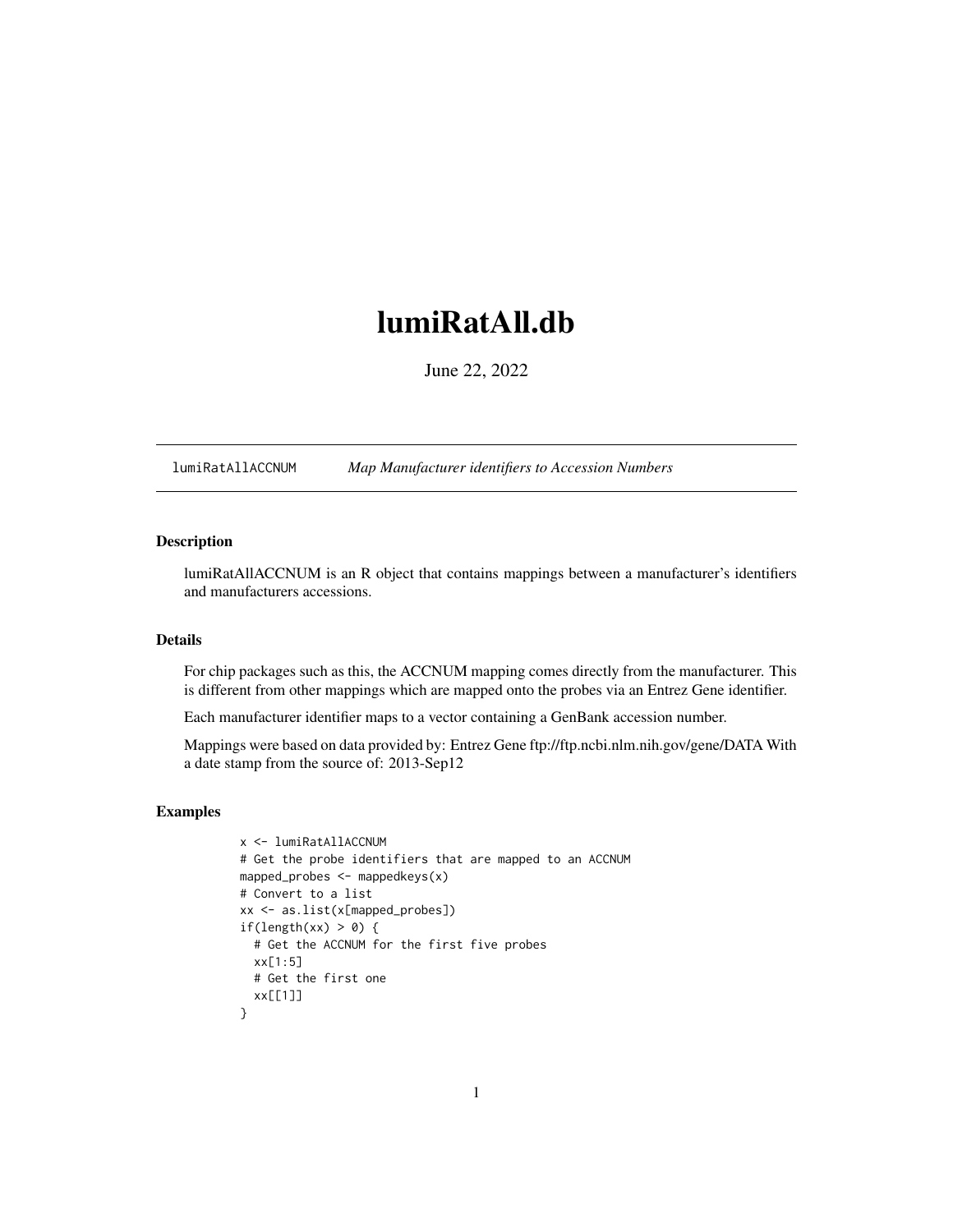# lumiRatAll.db

June 22, 2022

lumiRatAllACCNUM    *Map Manufacturer identifiers to Accession Numbers*

## Description

lumiRatAllACCNUM is an R object that contains mappings between a manufacturer's identifiers and manufacturers accessions.

## Details

For chip packages such as this, the ACCNUM mapping comes directly from the manufacturer. This is different from other mappings which are mapped onto the probes via an Entrez Gene identifier.

Each manufacturer identifier maps to a vector containing a GenBank accession number.

Mappings were based on data provided by: Entrez Gene ftp://ftp.ncbi.nlm.nih.gov/gene/DATA With a date stamp from the source of: 2013-Sep12

## Examples

```
x <- lumiRatAllACCNUM
# Get the probe identifiers that are mapped to an ACCNUM
mapped_probes <- mappedkeys(x)
# Convert to a list
xx <- as.list(x[mapped_probes])
if(length(xx) > 0) {
  # Get the ACCNUM for the first five probes
  xx[1:5]
  # Get the first one
  xx[[1]]
}
```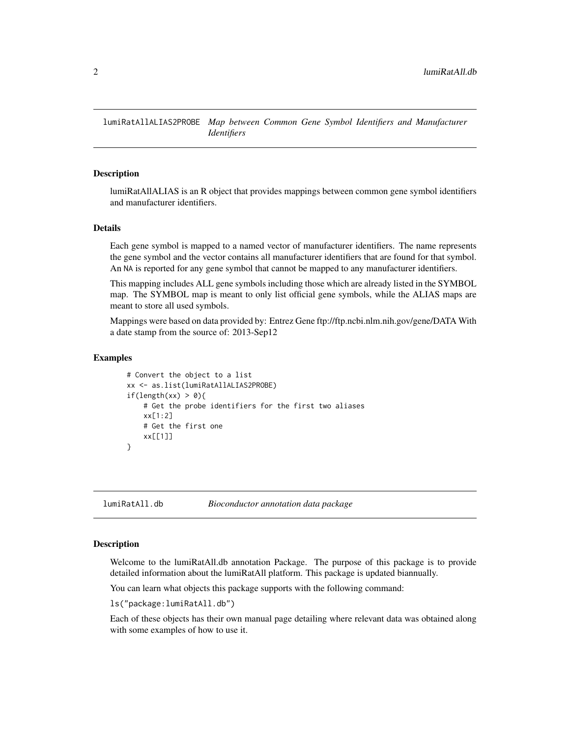## lumiRatAllALIAS2PROBE *Map between Common Gene Symbol Identifiers and Manufacturer Identifiers*

### Description

lumiRatAllALIAS is an R object that provides mappings between common gene symbol identifiers and manufacturer identifiers.

### Details

Each gene symbol is mapped to a named vector of manufacturer identifiers. The name represents the gene symbol and the vector contains all manufacturer identifiers that are found for that symbol. An NA is reported for any gene symbol that cannot be mapped to any manufacturer identifiers.

This mapping includes ALL gene symbols including those which are already listed in the SYMBOL map. The SYMBOL map is meant to only list official gene symbols, while the ALIAS maps are meant to store all used symbols.

Mappings were based on data provided by: Entrez Gene ftp://ftp.ncbi.nlm.nih.gov/gene/DATA With a date stamp from the source of: 2013-Sep12

### Examples

```
# Convert the object to a list
xx <- as.list(lumiRatAllALIAS2PROBE)
if(length(xx) > 0){
    # Get the probe identifiers for the first two aliases
    xx[1:2]
    # Get the first one
    xx[[1]]
}
```

## lumiRatAll.db *Bioconductor annotation data package*

### Description

Welcome to the lumiRatAll.db annotation Package. The purpose of this package is to provide detailed information about the lumiRatAll platform. This package is updated biannually.

You can learn what objects this package supports with the following command:

`ls("package:lumiRatAll.db")`

Each of these objects has their own manual page detailing where relevant data was obtained along with some examples of how to use it.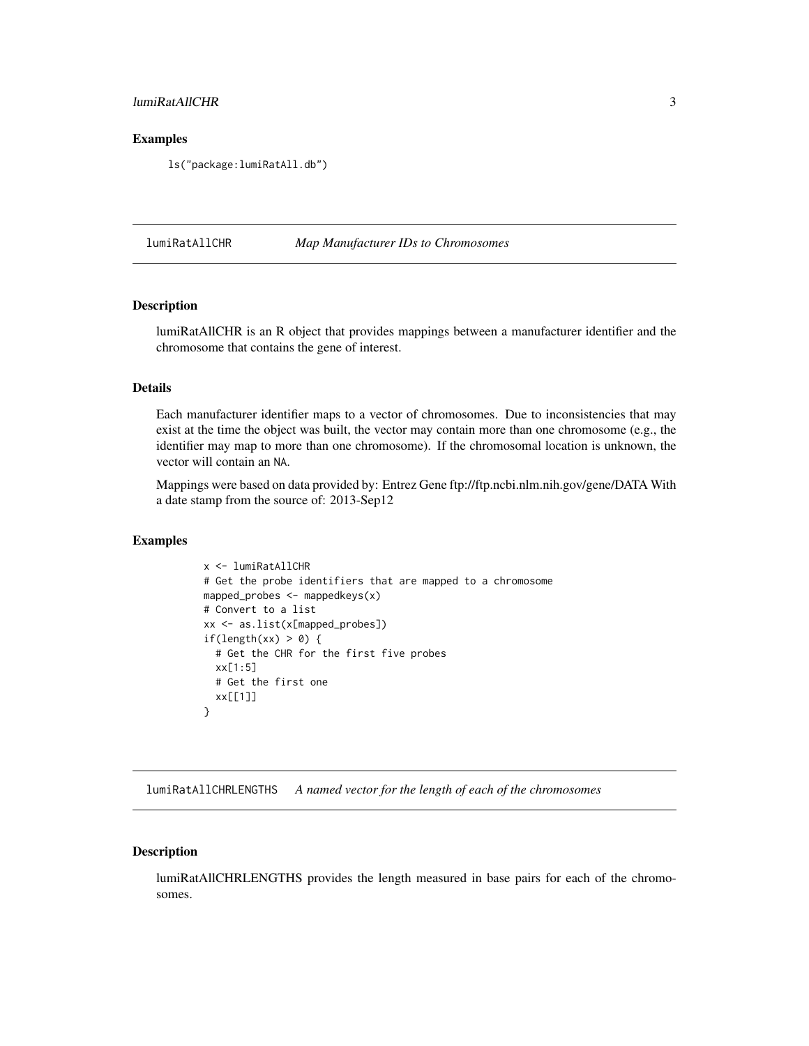## Examples

```
ls("package:lumiRatAll.db")
```

---

## lumiRatAllCHR *Map Manufacturer IDs to Chromosomes*

### Description

lumiRatAllCHR is an R object that provides mappings between a manufacturer identifier and the chromosome that contains the gene of interest.

### Details

Each manufacturer identifier maps to a vector of chromosomes. Due to inconsistencies that may exist at the time the object was built, the vector may contain more than one chromosome (e.g., the identifier may map to more than one chromosome). If the chromosomal location is unknown, the vector will contain an NA.

Mappings were based on data provided by: Entrez Gene ftp://ftp.ncbi.nlm.nih.gov/gene/DATA With a date stamp from the source of: 2013-Sep12

### Examples

```
x <- lumiRatAllCHR
# Get the probe identifiers that are mapped to a chromosome
mapped_probes <- mappedkeys(x)
# Convert to a list
xx <- as.list(x[mapped_probes])
if(length(xx) > 0) {
  # Get the CHR for the first five probes
  xx[1:5]
  # Get the first one
  xx[[1]]
}
```

---

## lumiRatAllCHRLENGTHS *A named vector for the length of each of the chromosomes*

### Description

lumiRatAllCHRLENGTHS provides the length measured in base pairs for each of the chromosomes.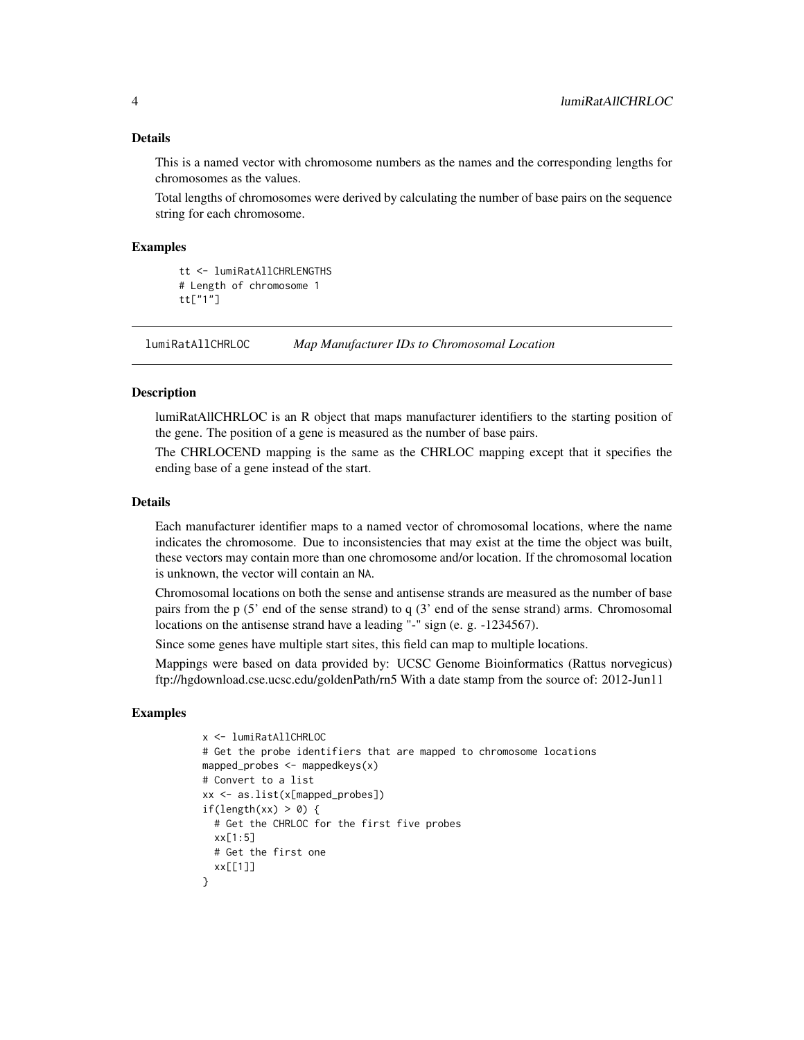### Details

This is a named vector with chromosome numbers as the names and the corresponding lengths for chromosomes as the values.

Total lengths of chromosomes were derived by calculating the number of base pairs on the sequence string for each chromosome.

### Examples

```
tt <- lumiRatAllCHRLENGTHS
# Length of chromosome 1
tt["1"]
```

---

## lumiRatAllCHRLOC *Map Manufacturer IDs to Chromosomal Location*

### Description

lumiRatAllCHRLOC is an R object that maps manufacturer identifiers to the starting position of the gene. The position of a gene is measured as the number of base pairs.

The CHRLOCEND mapping is the same as the CHRLOC mapping except that it specifies the ending base of a gene instead of the start.

### Details

Each manufacturer identifier maps to a named vector of chromosomal locations, where the name indicates the chromosome. Due to inconsistencies that may exist at the time the object was built, these vectors may contain more than one chromosome and/or location. If the chromosomal location is unknown, the vector will contain an NA.

Chromosomal locations on both the sense and antisense strands are measured as the number of base pairs from the p (5' end of the sense strand) to q (3' end of the sense strand) arms. Chromosomal locations on the antisense strand have a leading "-" sign (e. g. -1234567).

Since some genes have multiple start sites, this field can map to multiple locations.

Mappings were based on data provided by: UCSC Genome Bioinformatics (Rattus norvegicus) ftp://hgdownload.cse.ucsc.edu/goldenPath/rn5 With a date stamp from the source of: 2012-Jun11

### Examples

```
x <- lumiRatAllCHRLOC
# Get the probe identifiers that are mapped to chromosome locations
mapped_probes <- mappedkeys(x)
# Convert to a list
xx <- as.list(x[mapped_probes])
if(length(xx) > 0) {
  # Get the CHRLOC for the first five probes
  xx[1:5]
  # Get the first one
  xx[[1]]
}
```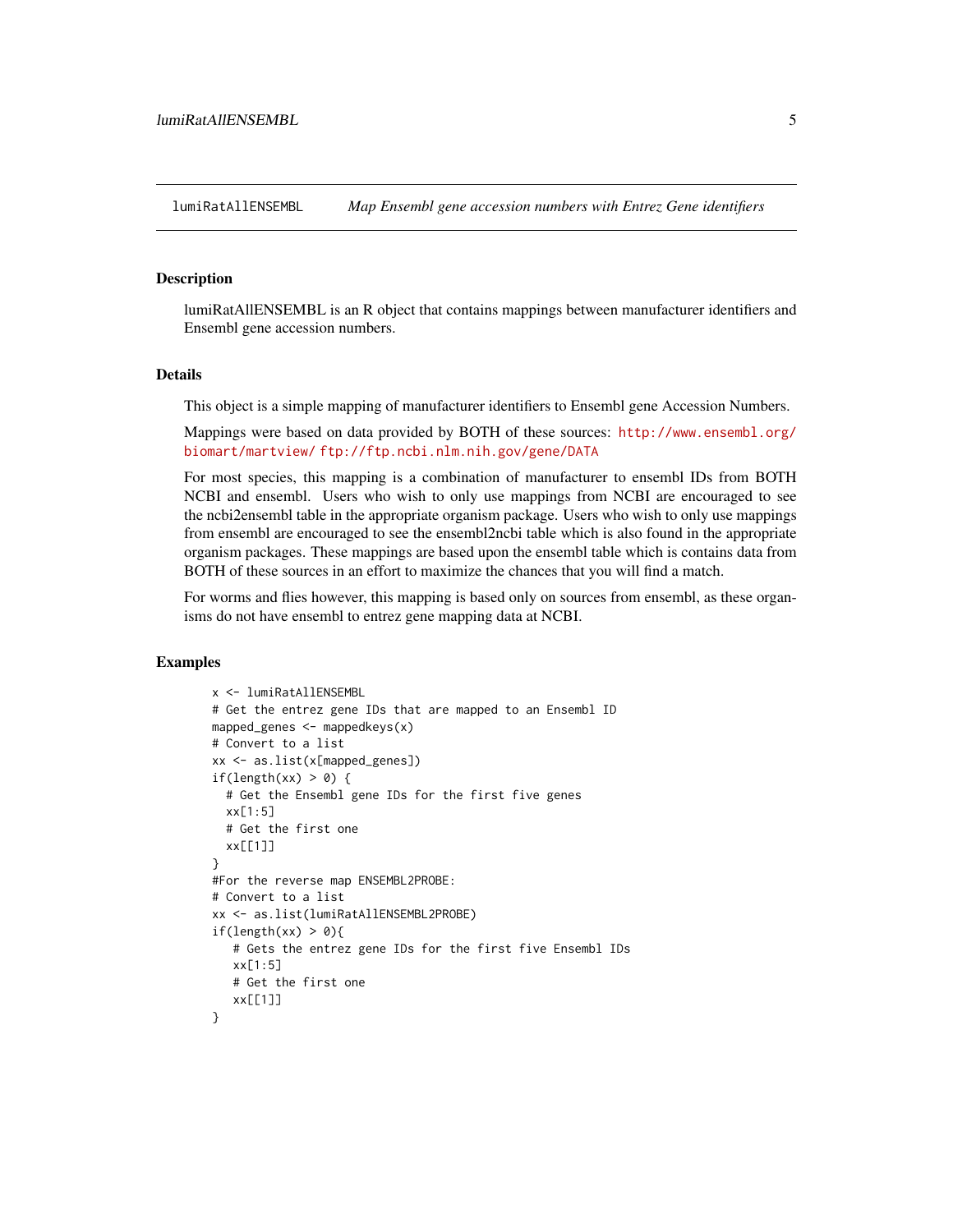## lumiRatAllENSEMBL *Map Ensembl gene accession numbers with Entrez Gene identifiers*

### Description

lumiRatAllENSEMBL is an R object that contains mappings between manufacturer identifiers and Ensembl gene accession numbers.

### Details

This object is a simple mapping of manufacturer identifiers to Ensembl gene Accession Numbers.

Mappings were based on data provided by BOTH of these sources: http://www.ensembl.org/biomart/martview/ ftp://ftp.ncbi.nlm.nih.gov/gene/DATA

For most species, this mapping is a combination of manufacturer to ensembl IDs from BOTH NCBI and ensembl. Users who wish to only use mappings from NCBI are encouraged to see the ncbi2ensembl table in the appropriate organism package. Users who wish to only use mappings from ensembl are encouraged to see the ensembl2ncbi table which is also found in the appropriate organism packages. These mappings are based upon the ensembl table which is contains data from BOTH of these sources in an effort to maximize the chances that you will find a match.

For worms and flies however, this mapping is based only on sources from ensembl, as these organisms do not have ensembl to entrez gene mapping data at NCBI.

### Examples

```
x <- lumiRatAllENSEMBL
# Get the entrez gene IDs that are mapped to an Ensembl ID
mapped_genes <- mappedkeys(x)
# Convert to a list
xx <- as.list(x[mapped_genes])
if(length(xx) > 0) {
  # Get the Ensembl gene IDs for the first five genes
  xx[1:5]
  # Get the first one
  xx[[1]]
}
#For the reverse map ENSEMBL2PROBE:
# Convert to a list
xx <- as.list(lumiRatAllENSEMBL2PROBE)
if(length(xx) > 0){
   # Gets the entrez gene IDs for the first five Ensembl IDs
   xx[1:5]
   # Get the first one
   xx[[1]]
}
```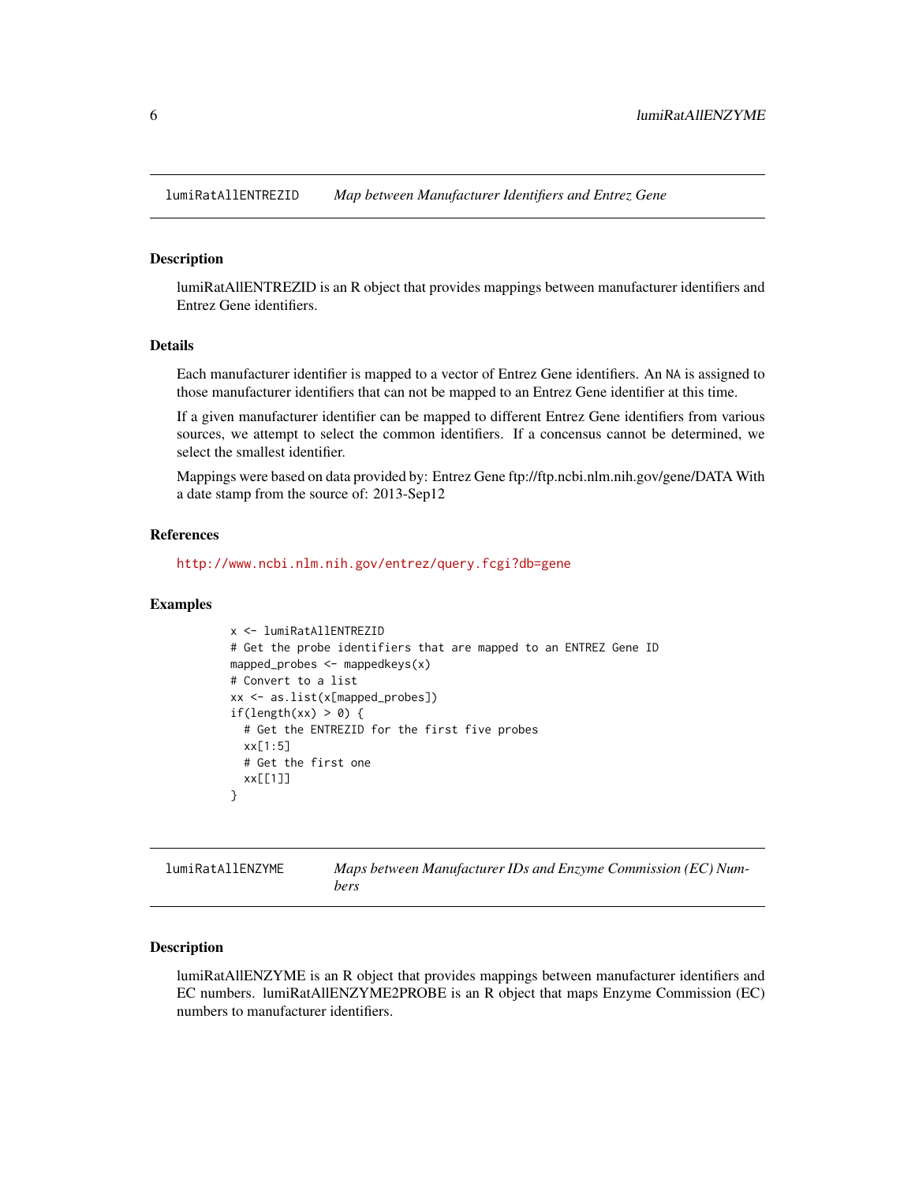## lumiRatAllENTREZID — *Map between Manufacturer Identifiers and Entrez Gene*

### Description

lumiRatAllENTREZID is an R object that provides mappings between manufacturer identifiers and Entrez Gene identifiers.

### Details

Each manufacturer identifier is mapped to a vector of Entrez Gene identifiers. An NA is assigned to those manufacturer identifiers that can not be mapped to an Entrez Gene identifier at this time.

If a given manufacturer identifier can be mapped to different Entrez Gene identifiers from various sources, we attempt to select the common identifiers. If a concensus cannot be determined, we select the smallest identifier.

Mappings were based on data provided by: Entrez Gene ftp://ftp.ncbi.nlm.nih.gov/gene/DATA With a date stamp from the source of: 2013-Sep12

### References

http://www.ncbi.nlm.nih.gov/entrez/query.fcgi?db=gene

### Examples

```
x <- lumiRatAllENTREZID
# Get the probe identifiers that are mapped to an ENTREZ Gene ID
mapped_probes <- mappedkeys(x)
# Convert to a list
xx <- as.list(x[mapped_probes])
if(length(xx) > 0) {
  # Get the ENTREZID for the first five probes
  xx[1:5]
  # Get the first one
  xx[[1]]
}
```

## lumiRatAllENZYME — *Maps between Manufacturer IDs and Enzyme Commission (EC) Numbers*

### Description

lumiRatAllENZYME is an R object that provides mappings between manufacturer identifiers and EC numbers. lumiRatAllENZYME2PROBE is an R object that maps Enzyme Commission (EC) numbers to manufacturer identifiers.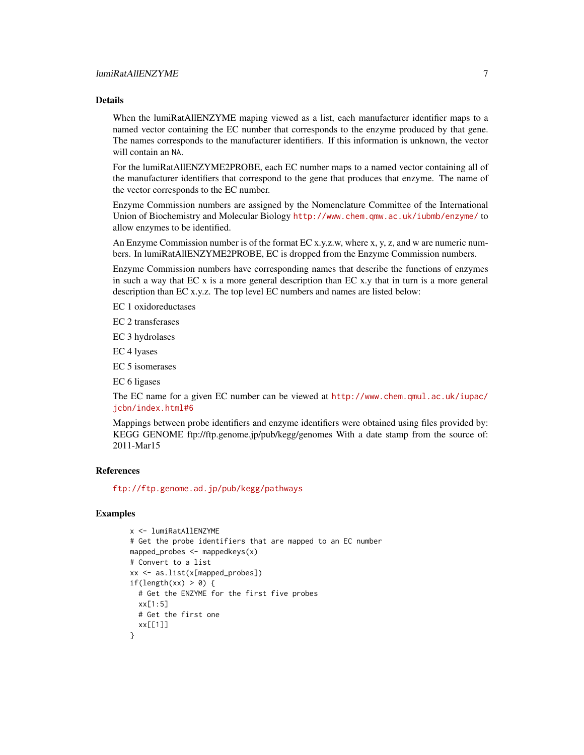## Details

When the lumiRatAllENZYME maping viewed as a list, each manufacturer identifier maps to a named vector containing the EC number that corresponds to the enzyme produced by that gene. The names corresponds to the manufacturer identifiers. If this information is unknown, the vector will contain an NA.

For the lumiRatAllENZYME2PROBE, each EC number maps to a named vector containing all of the manufacturer identifiers that correspond to the gene that produces that enzyme. The name of the vector corresponds to the EC number.

Enzyme Commission numbers are assigned by the Nomenclature Committee of the International Union of Biochemistry and Molecular Biology http://www.chem.qmw.ac.uk/iubmb/enzyme/ to allow enzymes to be identified.

An Enzyme Commission number is of the format EC x.y.z.w, where x, y, z, and w are numeric numbers. In lumiRatAllENZYME2PROBE, EC is dropped from the Enzyme Commission numbers.

Enzyme Commission numbers have corresponding names that describe the functions of enzymes in such a way that EC x is a more general description than EC x.y that in turn is a more general description than EC x.y.z. The top level EC numbers and names are listed below:

EC 1 oxidoreductases

EC 2 transferases

EC 3 hydrolases

EC 4 lyases

EC 5 isomerases

EC 6 ligases

The EC name for a given EC number can be viewed at http://www.chem.qmul.ac.uk/iupac/jcbn/index.html#6

Mappings between probe identifiers and enzyme identifiers were obtained using files provided by: KEGG GENOME ftp://ftp.genome.jp/pub/kegg/genomes With a date stamp from the source of: 2011-Mar15

## References

ftp://ftp.genome.ad.jp/pub/kegg/pathways

## Examples

```
x <- lumiRatAllENZYME
# Get the probe identifiers that are mapped to an EC number
mapped_probes <- mappedkeys(x)
# Convert to a list
xx <- as.list(x[mapped_probes])
if(length(xx) > 0) {
  # Get the ENZYME for the first five probes
  xx[1:5]
  # Get the first one
  xx[[1]]
}
```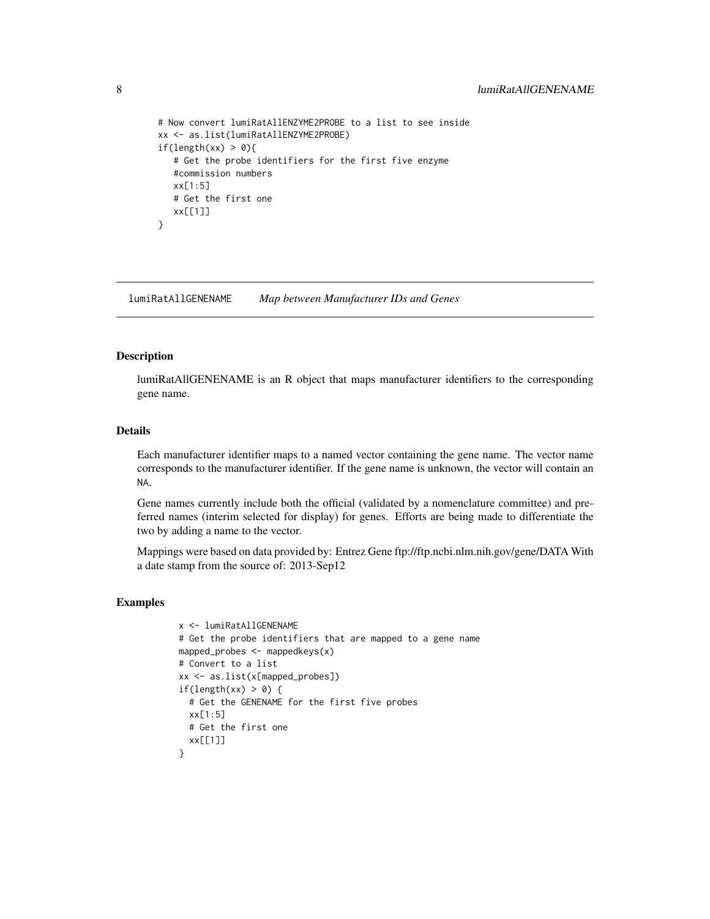```
# Now convert lumiRatAllENZYME2PROBE to a list to see inside
xx <- as.list(lumiRatAllENZYME2PROBE)
if(length(xx) > 0){
   # Get the probe identifiers for the first five enzyme
   #commission numbers
   xx[1:5]
   # Get the first one
   xx[[1]]
}
```

## lumiRatAllGENENAME *Map between Manufacturer IDs and Genes*

### Description

lumiRatAllGENENAME is an R object that maps manufacturer identifiers to the corresponding gene name.

### Details

Each manufacturer identifier maps to a named vector containing the gene name. The vector name corresponds to the manufacturer identifier. If the gene name is unknown, the vector will contain an NA.

Gene names currently include both the official (validated by a nomenclature committee) and preferred names (interim selected for display) for genes. Efforts are being made to differentiate the two by adding a name to the vector.

Mappings were based on data provided by: Entrez Gene ftp://ftp.ncbi.nlm.nih.gov/gene/DATA With a date stamp from the source of: 2013-Sep12

### Examples

```
x <- lumiRatAllGENENAME
# Get the probe identifiers that are mapped to a gene name
mapped_probes <- mappedkeys(x)
# Convert to a list
xx <- as.list(x[mapped_probes])
if(length(xx) > 0) {
  # Get the GENENAME for the first five probes
  xx[1:5]
  # Get the first one
  xx[[1]]
}
```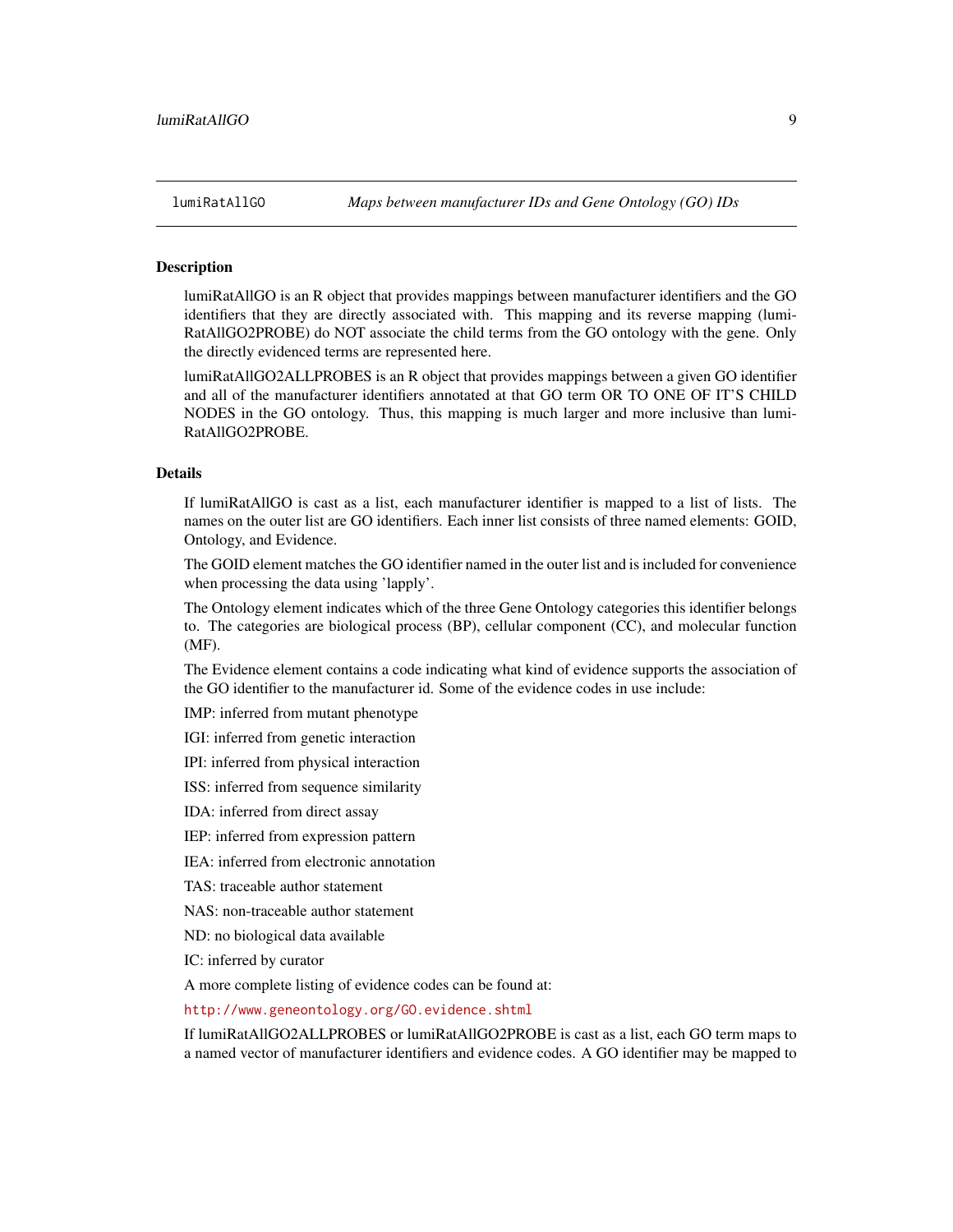## lumiRatAllGO — *Maps between manufacturer IDs and Gene Ontology (GO) IDs*

### Description

lumiRatAllGO is an R object that provides mappings between manufacturer identifiers and the GO identifiers that they are directly associated with. This mapping and its reverse mapping (lumiRatAllGO2PROBE) do NOT associate the child terms from the GO ontology with the gene. Only the directly evidenced terms are represented here.

lumiRatAllGO2ALLPROBES is an R object that provides mappings between a given GO identifier and all of the manufacturer identifiers annotated at that GO term OR TO ONE OF IT'S CHILD NODES in the GO ontology. Thus, this mapping is much larger and more inclusive than lumiRatAllGO2PROBE.

### Details

If lumiRatAllGO is cast as a list, each manufacturer identifier is mapped to a list of lists. The names on the outer list are GO identifiers. Each inner list consists of three named elements: GOID, Ontology, and Evidence.

The GOID element matches the GO identifier named in the outer list and is included for convenience when processing the data using 'lapply'.

The Ontology element indicates which of the three Gene Ontology categories this identifier belongs to. The categories are biological process (BP), cellular component (CC), and molecular function (MF).

The Evidence element contains a code indicating what kind of evidence supports the association of the GO identifier to the manufacturer id. Some of the evidence codes in use include:

IMP: inferred from mutant phenotype

IGI: inferred from genetic interaction

IPI: inferred from physical interaction

ISS: inferred from sequence similarity

IDA: inferred from direct assay

IEP: inferred from expression pattern

IEA: inferred from electronic annotation

TAS: traceable author statement

NAS: non-traceable author statement

ND: no biological data available

IC: inferred by curator

A more complete listing of evidence codes can be found at:

http://www.geneontology.org/GO.evidence.shtml

If lumiRatAllGO2ALLPROBES or lumiRatAllGO2PROBE is cast as a list, each GO term maps to a named vector of manufacturer identifiers and evidence codes. A GO identifier may be mapped to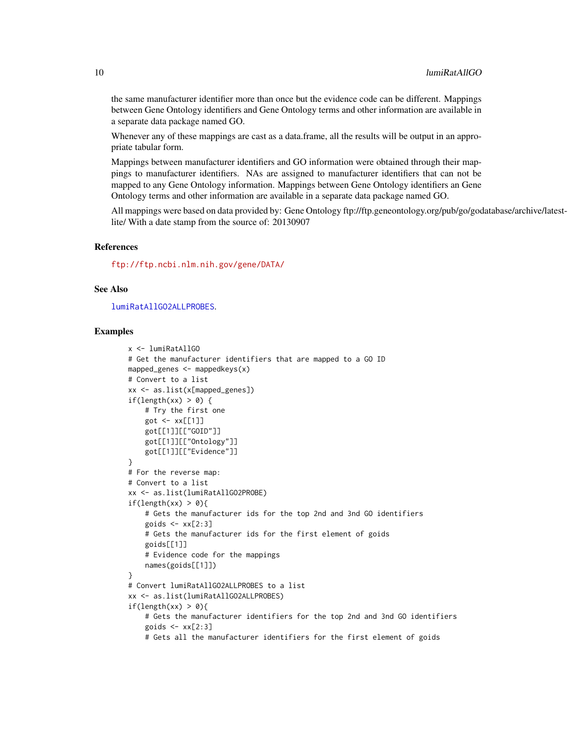the same manufacturer identifier more than once but the evidence code can be different. Mappings between Gene Ontology identifiers and Gene Ontology terms and other information are available in a separate data package named GO.

Whenever any of these mappings are cast as a data.frame, all the results will be output in an appropriate tabular form.

Mappings between manufacturer identifiers and GO information were obtained through their mappings to manufacturer identifiers. NAs are assigned to manufacturer identifiers that can not be mapped to any Gene Ontology information. Mappings between Gene Ontology identifiers an Gene Ontology terms and other information are available in a separate data package named GO.

All mappings were based on data provided by: Gene Ontology ftp://ftp.geneontology.org/pub/go/godatabase/archive/latest-lite/ With a date stamp from the source of: 20130907

### References

ftp://ftp.ncbi.nlm.nih.gov/gene/DATA/

### See Also

lumiRatAllGO2ALLPROBES.

### Examples

```
x <- lumiRatAllGO
# Get the manufacturer identifiers that are mapped to a GO ID
mapped_genes <- mappedkeys(x)
# Convert to a list
xx <- as.list(x[mapped_genes])
if(length(xx) > 0) {
    # Try the first one
    got <- xx[[1]]
    got[[1]][["GOID"]]
    got[[1]][["Ontology"]]
    got[[1]][["Evidence"]]
}
# For the reverse map:
# Convert to a list
xx <- as.list(lumiRatAllGO2PROBE)
if(length(xx) > 0){
    # Gets the manufacturer ids for the top 2nd and 3nd GO identifiers
    goids <- xx[2:3]
    # Gets the manufacturer ids for the first element of goids
    goids[[1]]
    # Evidence code for the mappings
    names(goids[[1]])
}
# Convert lumiRatAllGO2ALLPROBES to a list
xx <- as.list(lumiRatAllGO2ALLPROBES)
if(length(xx) > 0){
    # Gets the manufacturer identifiers for the top 2nd and 3nd GO identifiers
    goids <- xx[2:3]
    # Gets all the manufacturer identifiers for the first element of goids
```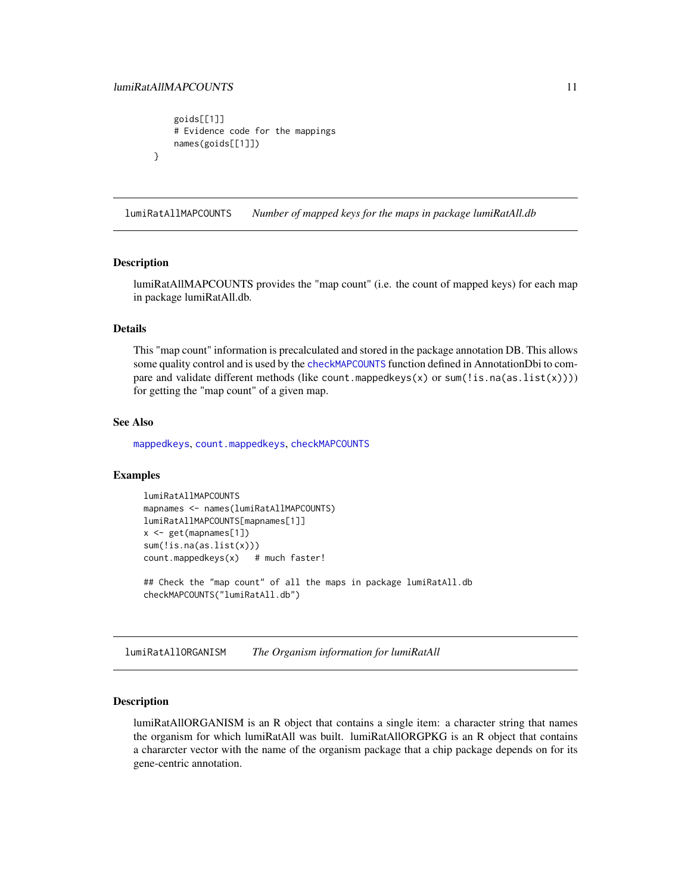```
    goids[[1]]
    # Evidence code for the mappings
    names(goids[[1]])
}
```

## lumiRatAllMAPCOUNTS *Number of mapped keys for the maps in package lumiRatAll.db*

### Description

lumiRatAllMAPCOUNTS provides the "map count" (i.e. the count of mapped keys) for each map in package lumiRatAll.db.

### Details

This "map count" information is precalculated and stored in the package annotation DB. This allows some quality control and is used by the checkMAPCOUNTS function defined in AnnotationDbi to compare and validate different methods (like `count.mappedkeys(x)` or `sum(!is.na(as.list(x)))`) for getting the "map count" of a given map.

### See Also

mappedkeys, count.mappedkeys, checkMAPCOUNTS

### Examples

```
lumiRatAllMAPCOUNTS
mapnames <- names(lumiRatAllMAPCOUNTS)
lumiRatAllMAPCOUNTS[mapnames[1]]
x <- get(mapnames[1])
sum(!is.na(as.list(x)))
count.mappedkeys(x)   # much faster!

## Check the "map count" of all the maps in package lumiRatAll.db
checkMAPCOUNTS("lumiRatAll.db")
```

## lumiRatAllORGANISM *The Organism information for lumiRatAll*

### Description

lumiRatAllORGANISM is an R object that contains a single item: a character string that names the organism for which lumiRatAll was built. lumiRatAllORGPKG is an R object that contains a chararcter vector with the name of the organism package that a chip package depends on for its gene-centric annotation.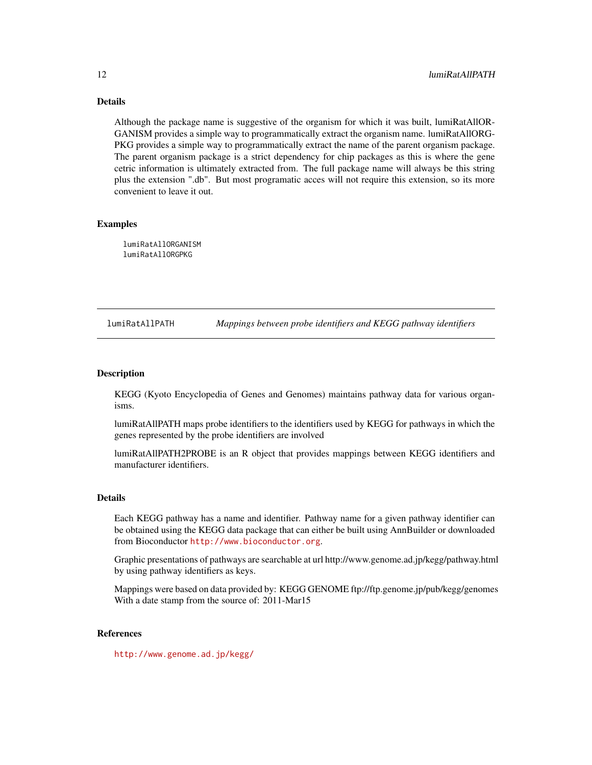## Details

Although the package name is suggestive of the organism for which it was built, lumiRatAllORGANISM provides a simple way to programmatically extract the organism name. lumiRatAllORGPKG provides a simple way to programmatically extract the name of the parent organism package. The parent organism package is a strict dependency for chip packages as this is where the gene cetric information is ultimately extracted from. The full package name will always be this string plus the extension ".db". But most programatic acces will not require this extension, so its more convenient to leave it out.

## Examples

```
lumiRatAllORGANISM
lumiRatAllORGPKG
```

---

# lumiRatAllPATH *Mappings between probe identifiers and KEGG pathway identifiers*

---

## Description

KEGG (Kyoto Encyclopedia of Genes and Genomes) maintains pathway data for various organisms.

lumiRatAllPATH maps probe identifiers to the identifiers used by KEGG for pathways in which the genes represented by the probe identifiers are involved

lumiRatAllPATH2PROBE is an R object that provides mappings between KEGG identifiers and manufacturer identifiers.

## Details

Each KEGG pathway has a name and identifier. Pathway name for a given pathway identifier can be obtained using the KEGG data package that can either be built using AnnBuilder or downloaded from Bioconductor http://www.bioconductor.org.

Graphic presentations of pathways are searchable at url http://www.genome.ad.jp/kegg/pathway.html by using pathway identifiers as keys.

Mappings were based on data provided by: KEGG GENOME ftp://ftp.genome.jp/pub/kegg/genomes With a date stamp from the source of: 2011-Mar15

## References

http://www.genome.ad.jp/kegg/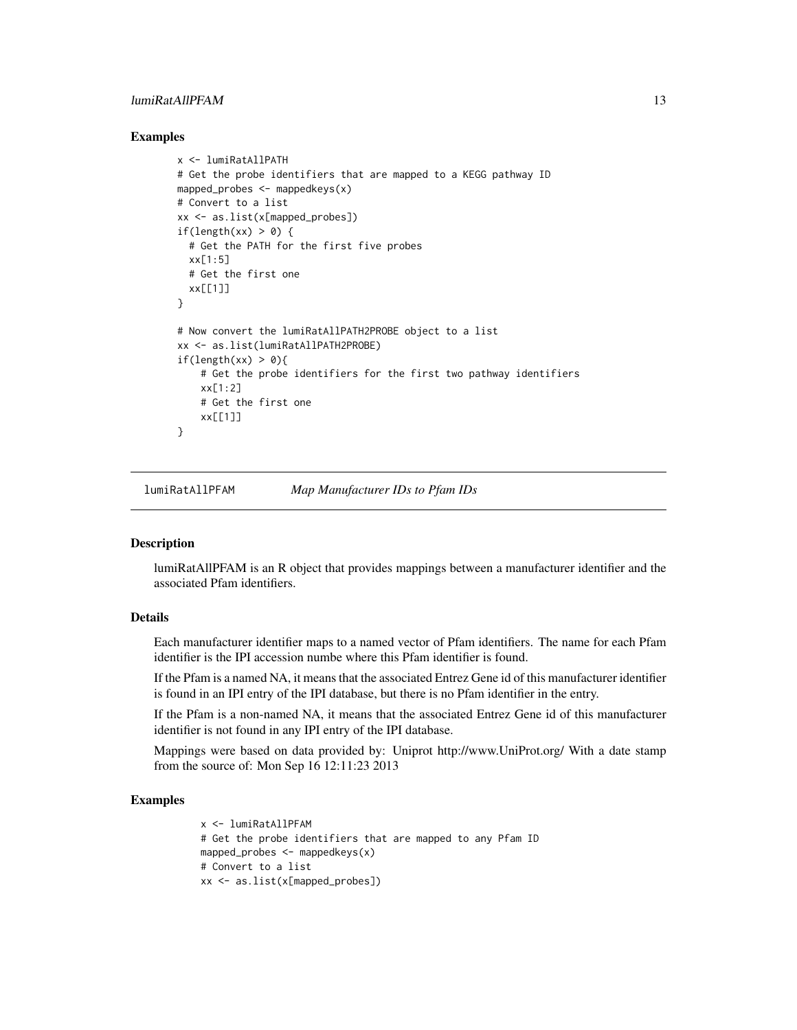## Examples

```
x <- lumiRatAllPATH
# Get the probe identifiers that are mapped to a KEGG pathway ID
mapped_probes <- mappedkeys(x)
# Convert to a list
xx <- as.list(x[mapped_probes])
if(length(xx) > 0) {
  # Get the PATH for the first five probes
  xx[1:5]
  # Get the first one
  xx[[1]]
}

# Now convert the lumiRatAllPATH2PROBE object to a list
xx <- as.list(lumiRatAllPATH2PROBE)
if(length(xx) > 0){
    # Get the probe identifiers for the first two pathway identifiers
    xx[1:2]
    # Get the first one
    xx[[1]]
}
```

---

# lumiRatAllPFAM *Map Manufacturer IDs to Pfam IDs*

---

## Description

lumiRatAllPFAM is an R object that provides mappings between a manufacturer identifier and the associated Pfam identifiers.

## Details

Each manufacturer identifier maps to a named vector of Pfam identifiers. The name for each Pfam identifier is the IPI accession numbe where this Pfam identifier is found.

If the Pfam is a named NA, it means that the associated Entrez Gene id of this manufacturer identifier is found in an IPI entry of the IPI database, but there is no Pfam identifier in the entry.

If the Pfam is a non-named NA, it means that the associated Entrez Gene id of this manufacturer identifier is not found in any IPI entry of the IPI database.

Mappings were based on data provided by: Uniprot http://www.UniProt.org/ With a date stamp from the source of: Mon Sep 16 12:11:23 2013

## Examples

```
x <- lumiRatAllPFAM
# Get the probe identifiers that are mapped to any Pfam ID
mapped_probes <- mappedkeys(x)
# Convert to a list
xx <- as.list(x[mapped_probes])
```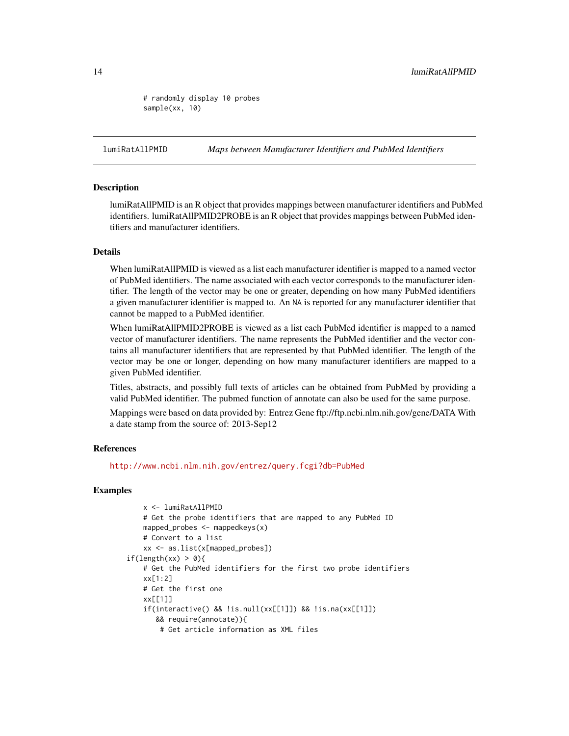```
        # randomly display 10 probes
        sample(xx, 10)
```

## lumiRatAllPMID — *Maps between Manufacturer Identifiers and PubMed Identifiers*

### Description

lumiRatAllPMID is an R object that provides mappings between manufacturer identifiers and PubMed identifiers. lumiRatAllPMID2PROBE is an R object that provides mappings between PubMed identifiers and manufacturer identifiers.

### Details

When lumiRatAllPMID is viewed as a list each manufacturer identifier is mapped to a named vector of PubMed identifiers. The name associated with each vector corresponds to the manufacturer identifier. The length of the vector may be one or greater, depending on how many PubMed identifiers a given manufacturer identifier is mapped to. An NA is reported for any manufacturer identifier that cannot be mapped to a PubMed identifier.

When lumiRatAllPMID2PROBE is viewed as a list each PubMed identifier is mapped to a named vector of manufacturer identifiers. The name represents the PubMed identifier and the vector contains all manufacturer identifiers that are represented by that PubMed identifier. The length of the vector may be one or longer, depending on how many manufacturer identifiers are mapped to a given PubMed identifier.

Titles, abstracts, and possibly full texts of articles can be obtained from PubMed by providing a valid PubMed identifier. The pubmed function of annotate can also be used for the same purpose.

Mappings were based on data provided by: Entrez Gene ftp://ftp.ncbi.nlm.nih.gov/gene/DATA With a date stamp from the source of: 2013-Sep12

### References

http://www.ncbi.nlm.nih.gov/entrez/query.fcgi?db=PubMed

### Examples

```
        x <- lumiRatAllPMID
        # Get the probe identifiers that are mapped to any PubMed ID
        mapped_probes <- mappedkeys(x)
        # Convert to a list
        xx <- as.list(x[mapped_probes])
    if(length(xx) > 0){
        # Get the PubMed identifiers for the first two probe identifiers
        xx[1:2]
        # Get the first one
        xx[[1]]
        if(interactive() && !is.null(xx[[1]]) && !is.na(xx[[1]])
           && require(annotate)){
            # Get article information as XML files
```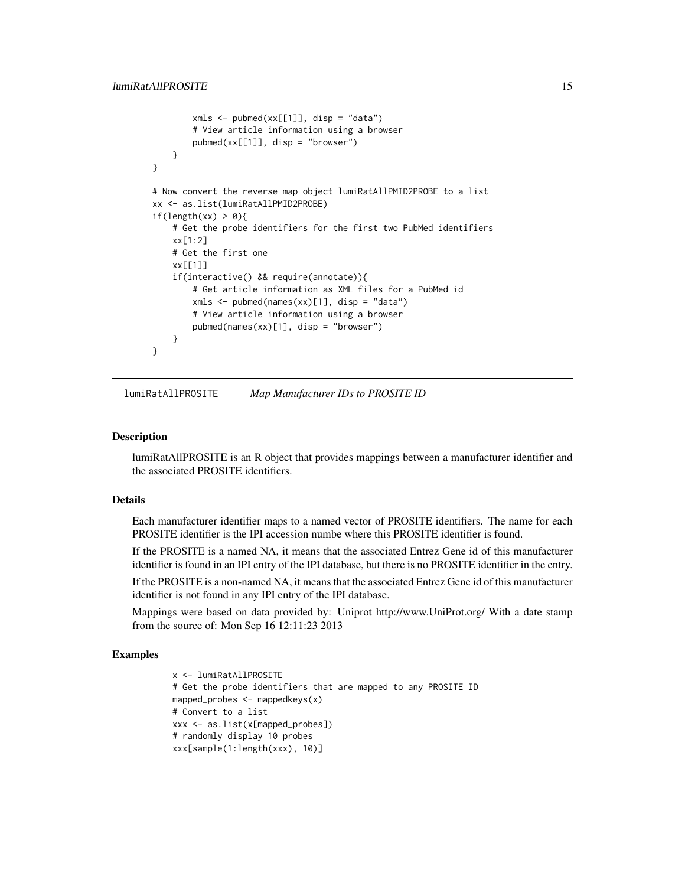```
        xmls <- pubmed(xx[[1]], disp = "data")
        # View article information using a browser
        pubmed(xx[[1]], disp = "browser")
    }
}

# Now convert the reverse map object lumiRatAllPMID2PROBE to a list
xx <- as.list(lumiRatAllPMID2PROBE)
if(length(xx) > 0){
    # Get the probe identifiers for the first two PubMed identifiers
    xx[1:2]
    # Get the first one
    xx[[1]]
    if(interactive() && require(annotate)){
        # Get article information as XML files for a PubMed id
        xmls <- pubmed(names(xx)[1], disp = "data")
        # View article information using a browser
        pubmed(names(xx)[1], disp = "browser")
    }
}
```

## lumiRatAllPROSITE *Map Manufacturer IDs to PROSITE ID*

### Description

lumiRatAllPROSITE is an R object that provides mappings between a manufacturer identifier and the associated PROSITE identifiers.

### Details

Each manufacturer identifier maps to a named vector of PROSITE identifiers. The name for each PROSITE identifier is the IPI accession numbe where this PROSITE identifier is found.

If the PROSITE is a named NA, it means that the associated Entrez Gene id of this manufacturer identifier is found in an IPI entry of the IPI database, but there is no PROSITE identifier in the entry.

If the PROSITE is a non-named NA, it means that the associated Entrez Gene id of this manufacturer identifier is not found in any IPI entry of the IPI database.

Mappings were based on data provided by: Uniprot http://www.UniProt.org/ With a date stamp from the source of: Mon Sep 16 12:11:23 2013

### Examples

```
x <- lumiRatAllPROSITE
# Get the probe identifiers that are mapped to any PROSITE ID
mapped_probes <- mappedkeys(x)
# Convert to a list
xxx <- as.list(x[mapped_probes])
# randomly display 10 probes
xxx[sample(1:length(xxx), 10)]
```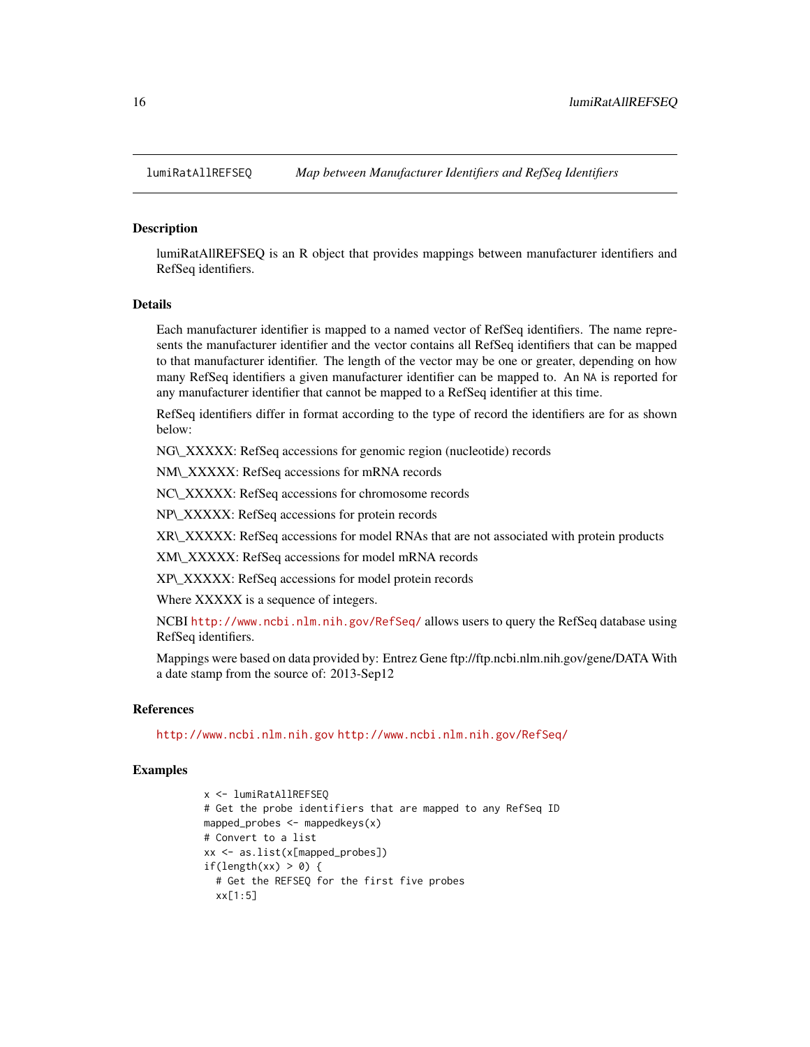# lumiRatAllREFSEQ — *Map between Manufacturer Identifiers and RefSeq Identifiers*

## Description

lumiRatAllREFSEQ is an R object that provides mappings between manufacturer identifiers and RefSeq identifiers.

## Details

Each manufacturer identifier is mapped to a named vector of RefSeq identifiers. The name represents the manufacturer identifier and the vector contains all RefSeq identifiers that can be mapped to that manufacturer identifier. The length of the vector may be one or greater, depending on how many RefSeq identifiers a given manufacturer identifier can be mapped to. An NA is reported for any manufacturer identifier that cannot be mapped to a RefSeq identifier at this time.

RefSeq identifiers differ in format according to the type of record the identifiers are for as shown below:

NG\_XXXXX: RefSeq accessions for genomic region (nucleotide) records

NM\_XXXXX: RefSeq accessions for mRNA records

NC\_XXXXX: RefSeq accessions for chromosome records

NP\_XXXXX: RefSeq accessions for protein records

XR\_XXXXX: RefSeq accessions for model RNAs that are not associated with protein products

XM\_XXXXX: RefSeq accessions for model mRNA records

XP\_XXXXX: RefSeq accessions for model protein records

Where XXXXX is a sequence of integers.

NCBI http://www.ncbi.nlm.nih.gov/RefSeq/ allows users to query the RefSeq database using RefSeq identifiers.

Mappings were based on data provided by: Entrez Gene ftp://ftp.ncbi.nlm.nih.gov/gene/DATA With a date stamp from the source of: 2013-Sep12

## References

http://www.ncbi.nlm.nih.gov http://www.ncbi.nlm.nih.gov/RefSeq/

## Examples

```
x <- lumiRatAllREFSEQ
# Get the probe identifiers that are mapped to any RefSeq ID
mapped_probes <- mappedkeys(x)
# Convert to a list
xx <- as.list(x[mapped_probes])
if(length(xx) > 0) {
  # Get the REFSEQ for the first five probes
  xx[1:5]
```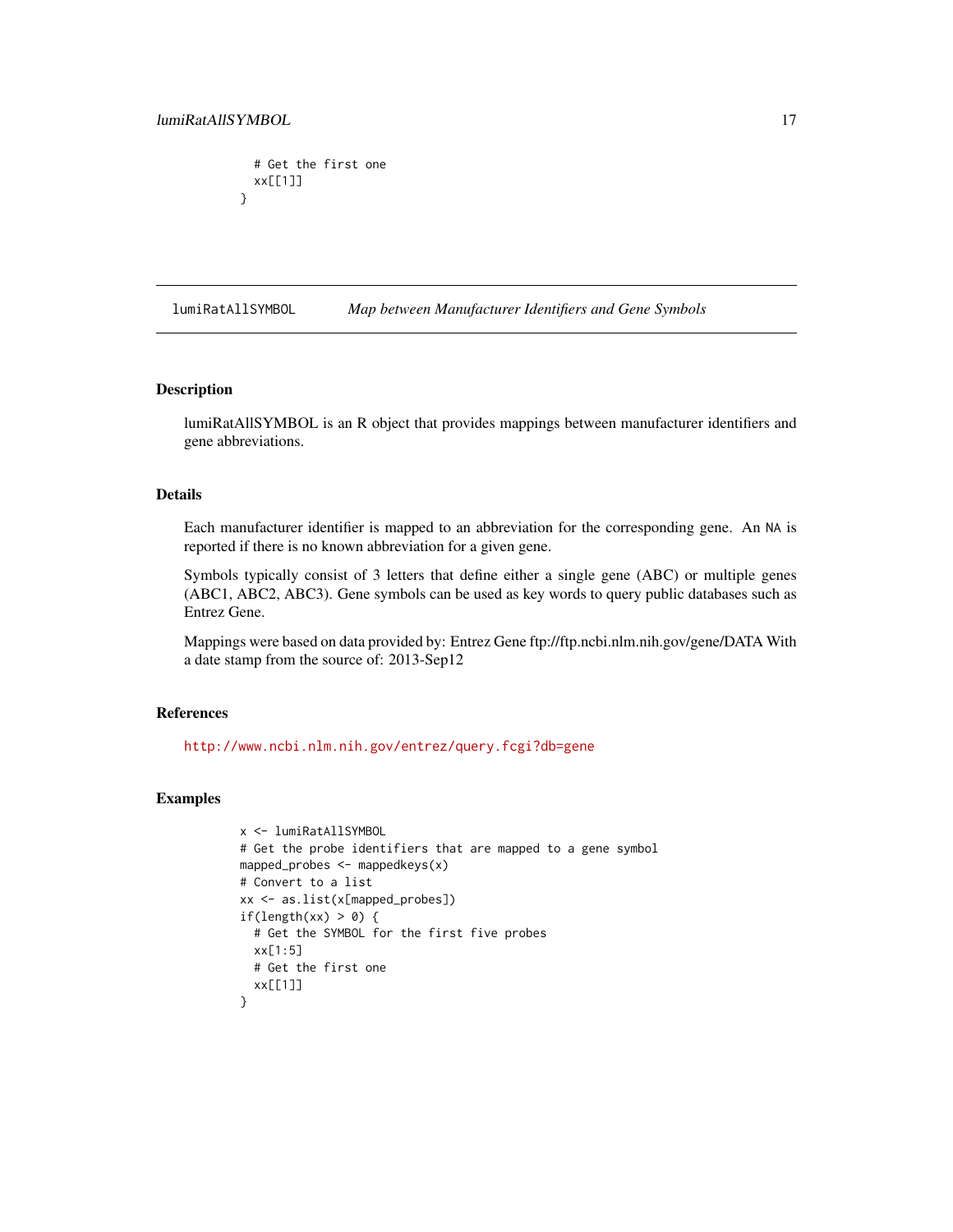```
  # Get the first one
  xx[[1]]
}
```

## lumiRatAllSYMBOL — *Map between Manufacturer Identifiers and Gene Symbols*

### Description

lumiRatAllSYMBOL is an R object that provides mappings between manufacturer identifiers and gene abbreviations.

### Details

Each manufacturer identifier is mapped to an abbreviation for the corresponding gene. An NA is reported if there is no known abbreviation for a given gene.

Symbols typically consist of 3 letters that define either a single gene (ABC) or multiple genes (ABC1, ABC2, ABC3). Gene symbols can be used as key words to query public databases such as Entrez Gene.

Mappings were based on data provided by: Entrez Gene ftp://ftp.ncbi.nlm.nih.gov/gene/DATA With a date stamp from the source of: 2013-Sep12

### References

http://www.ncbi.nlm.nih.gov/entrez/query.fcgi?db=gene

### Examples

```
x <- lumiRatAllSYMBOL
# Get the probe identifiers that are mapped to a gene symbol
mapped_probes <- mappedkeys(x)
# Convert to a list
xx <- as.list(x[mapped_probes])
if(length(xx) > 0) {
  # Get the SYMBOL for the first five probes
  xx[1:5]
  # Get the first one
  xx[[1]]
}
```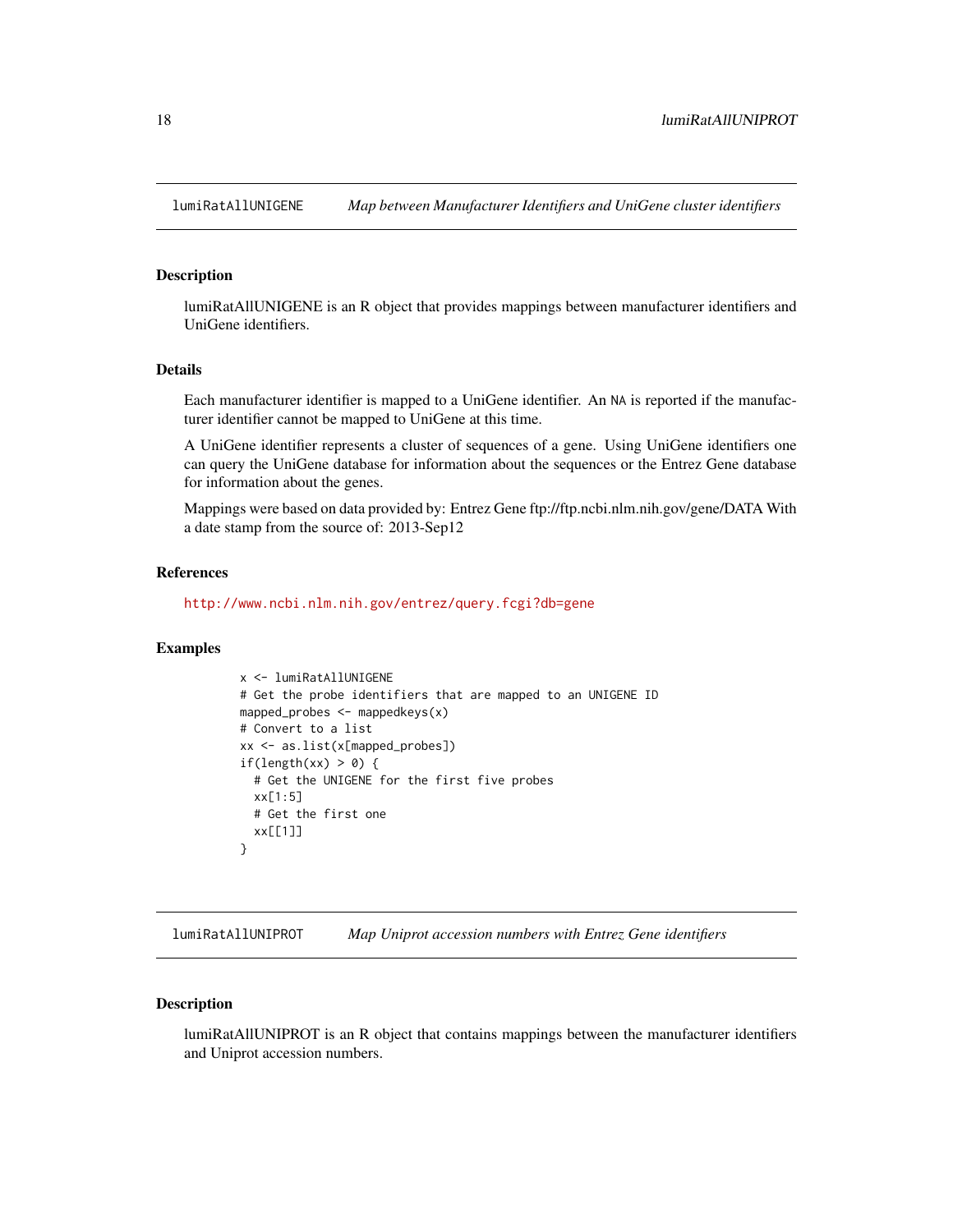## lumiRatAllUNIGENE — *Map between Manufacturer Identifiers and UniGene cluster identifiers*

### Description

lumiRatAllUNIGENE is an R object that provides mappings between manufacturer identifiers and UniGene identifiers.

### Details

Each manufacturer identifier is mapped to a UniGene identifier. An NA is reported if the manufacturer identifier cannot be mapped to UniGene at this time.

A UniGene identifier represents a cluster of sequences of a gene. Using UniGene identifiers one can query the UniGene database for information about the sequences or the Entrez Gene database for information about the genes.

Mappings were based on data provided by: Entrez Gene ftp://ftp.ncbi.nlm.nih.gov/gene/DATA With a date stamp from the source of: 2013-Sep12

### References

http://www.ncbi.nlm.nih.gov/entrez/query.fcgi?db=gene

### Examples

```
x <- lumiRatAllUNIGENE
# Get the probe identifiers that are mapped to an UNIGENE ID
mapped_probes <- mappedkeys(x)
# Convert to a list
xx <- as.list(x[mapped_probes])
if(length(xx) > 0) {
  # Get the UNIGENE for the first five probes
  xx[1:5]
  # Get the first one
  xx[[1]]
}
```

## lumiRatAllUNIPROT — *Map Uniprot accession numbers with Entrez Gene identifiers*

### Description

lumiRatAllUNIPROT is an R object that contains mappings between the manufacturer identifiers and Uniprot accession numbers.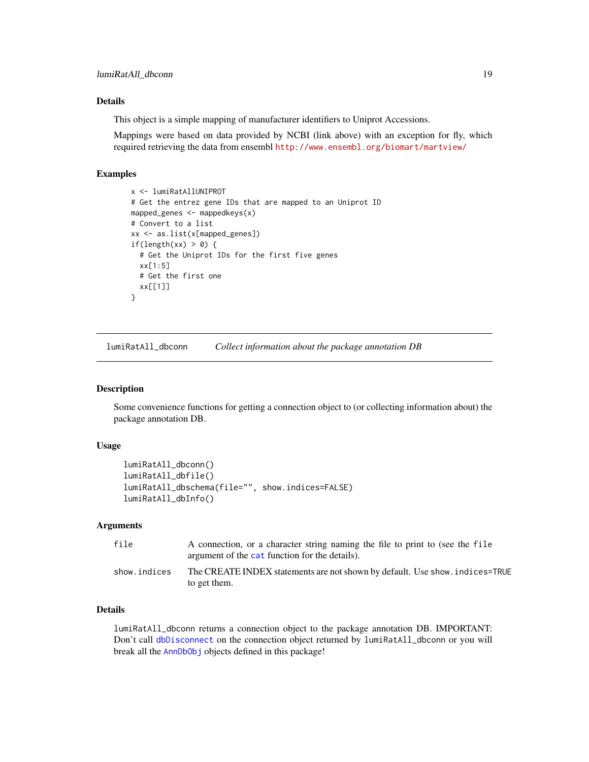## Details

This object is a simple mapping of manufacturer identifiers to Uniprot Accessions.

Mappings were based on data provided by NCBI (link above) with an exception for fly, which required retrieving the data from ensembl http://www.ensembl.org/biomart/martview/

## Examples

```
x <- lumiRatAllUNIPROT
# Get the entrez gene IDs that are mapped to an Uniprot ID
mapped_genes <- mappedkeys(x)
# Convert to a list
xx <- as.list(x[mapped_genes])
if(length(xx) > 0) {
  # Get the Uniprot IDs for the first five genes
  xx[1:5]
  # Get the first one
  xx[[1]]
}
```

---

# lumiRatAll_dbconn — *Collect information about the package annotation DB*

## Description

Some convenience functions for getting a connection object to (or collecting information about) the package annotation DB.

## Usage

```
lumiRatAll_dbconn()
lumiRatAll_dbfile()
lumiRatAll_dbschema(file="", show.indices=FALSE)
lumiRatAll_dbInfo()
```

## Arguments

| | |
|---|---|
| `file` | A connection, or a character string naming the file to print to (see the `file` argument of the `cat` function for the details). |
| `show.indices` | The CREATE INDEX statements are not shown by default. Use `show.indices=TRUE` to get them. |

## Details

`lumiRatAll_dbconn` returns a connection object to the package annotation DB. IMPORTANT: Don't call `dbDisconnect` on the connection object returned by `lumiRatAll_dbconn` or you will break all the `AnnDbObj` objects defined in this package!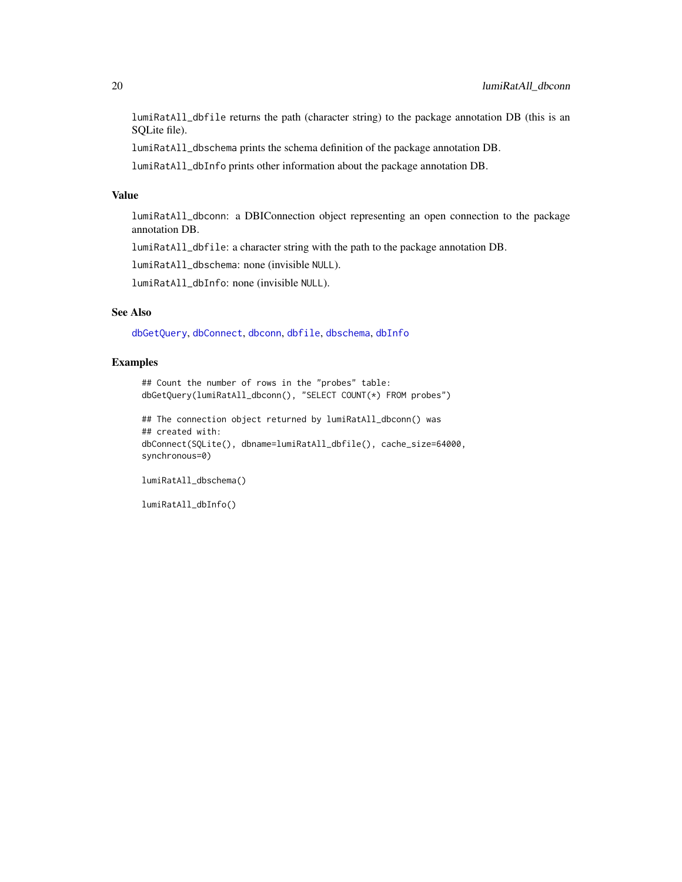`lumiRatAll_dbfile` returns the path (character string) to the package annotation DB (this is an SQLite file).

`lumiRatAll_dbschema` prints the schema definition of the package annotation DB.

`lumiRatAll_dbInfo` prints other information about the package annotation DB.

## Value

`lumiRatAll_dbconn`: a DBIConnection object representing an open connection to the package annotation DB.

`lumiRatAll_dbfile`: a character string with the path to the package annotation DB.

`lumiRatAll_dbschema`: none (invisible `NULL`).

`lumiRatAll_dbInfo`: none (invisible `NULL`).

## See Also

`dbGetQuery`, `dbConnect`, `dbconn`, `dbfile`, `dbschema`, `dbInfo`

## Examples

```
## Count the number of rows in the "probes" table:
dbGetQuery(lumiRatAll_dbconn(), "SELECT COUNT(*) FROM probes")

## The connection object returned by lumiRatAll_dbconn() was
## created with:
dbConnect(SQLite(), dbname=lumiRatAll_dbfile(), cache_size=64000,
synchronous=0)

lumiRatAll_dbschema()

lumiRatAll_dbInfo()
```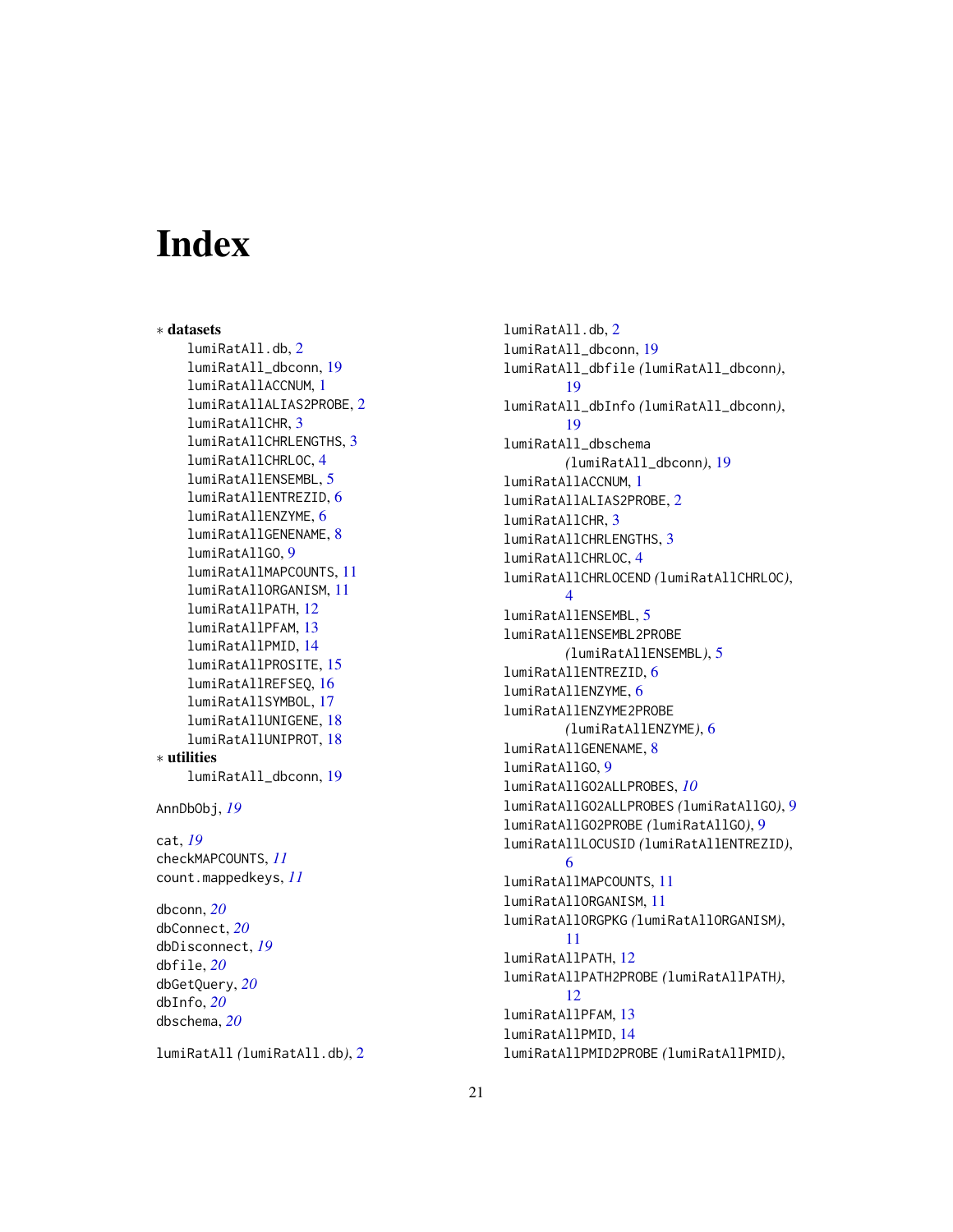# Index

∗ **datasets**

lumiRatAll.db, 2
lumiRatAll_dbconn, 19
lumiRatAllACCNUM, 1
lumiRatAllALIAS2PROBE, 2
lumiRatAllCHR, 3
lumiRatAllCHRLENGTHS, 3
lumiRatAllCHRLOC, 4
lumiRatAllENSEMBL, 5
lumiRatAllENTREZID, 6
lumiRatAllENZYME, 6
lumiRatAllGENENAME, 8
lumiRatAllGO, 9
lumiRatAllMAPCOUNTS, 11
lumiRatAllORGANISM, 11
lumiRatAllPATH, 12
lumiRatAllPFAM, 13
lumiRatAllPMID, 14
lumiRatAllPROSITE, 15
lumiRatAllREFSEQ, 16
lumiRatAllSYMBOL, 17
lumiRatAllUNIGENE, 18
lumiRatAllUNIPROT, 18

∗ **utilities**

lumiRatAll_dbconn, 19

AnnDbObj, *19*

cat, *19*
checkMAPCOUNTS, *11*
count.mappedkeys, *11*

dbconn, *20*
dbConnect, *20*
dbDisconnect, *19*
dbfile, *20*
dbGetQuery, *20*
dbInfo, *20*
dbschema, *20*

lumiRatAll *(*lumiRatAll.db*)*, 2
lumiRatAll.db, 2
lumiRatAll_dbconn, 19
lumiRatAll_dbfile *(*lumiRatAll_dbconn*)*, 19
lumiRatAll_dbInfo *(*lumiRatAll_dbconn*)*, 19
lumiRatAll_dbschema *(*lumiRatAll_dbconn*)*, 19
lumiRatAllACCNUM, 1
lumiRatAllALIAS2PROBE, 2
lumiRatAllCHR, 3
lumiRatAllCHRLENGTHS, 3
lumiRatAllCHRLOC, 4
lumiRatAllCHRLOCEND *(*lumiRatAllCHRLOC*)*, 4
lumiRatAllENSEMBL, 5
lumiRatAllENSEMBL2PROBE *(*lumiRatAllENSEMBL*)*, 5
lumiRatAllENTREZID, 6
lumiRatAllENZYME, 6
lumiRatAllENZYME2PROBE *(*lumiRatAllENZYME*)*, 6
lumiRatAllGENENAME, 8
lumiRatAllGO, 9
lumiRatAllGO2ALLPROBES, *10*
lumiRatAllGO2ALLPROBES *(*lumiRatAllGO*)*, 9
lumiRatAllGO2PROBE *(*lumiRatAllGO*)*, 9
lumiRatAllLOCUSID *(*lumiRatAllENTREZID*)*, 6
lumiRatAllMAPCOUNTS, 11
lumiRatAllORGANISM, 11
lumiRatAllORGPKG *(*lumiRatAllORGANISM*)*, 11
lumiRatAllPATH, 12
lumiRatAllPATH2PROBE *(*lumiRatAllPATH*)*, 12
lumiRatAllPFAM, 13
lumiRatAllPMID, 14
lumiRatAllPMID2PROBE *(*lumiRatAllPMID*)*,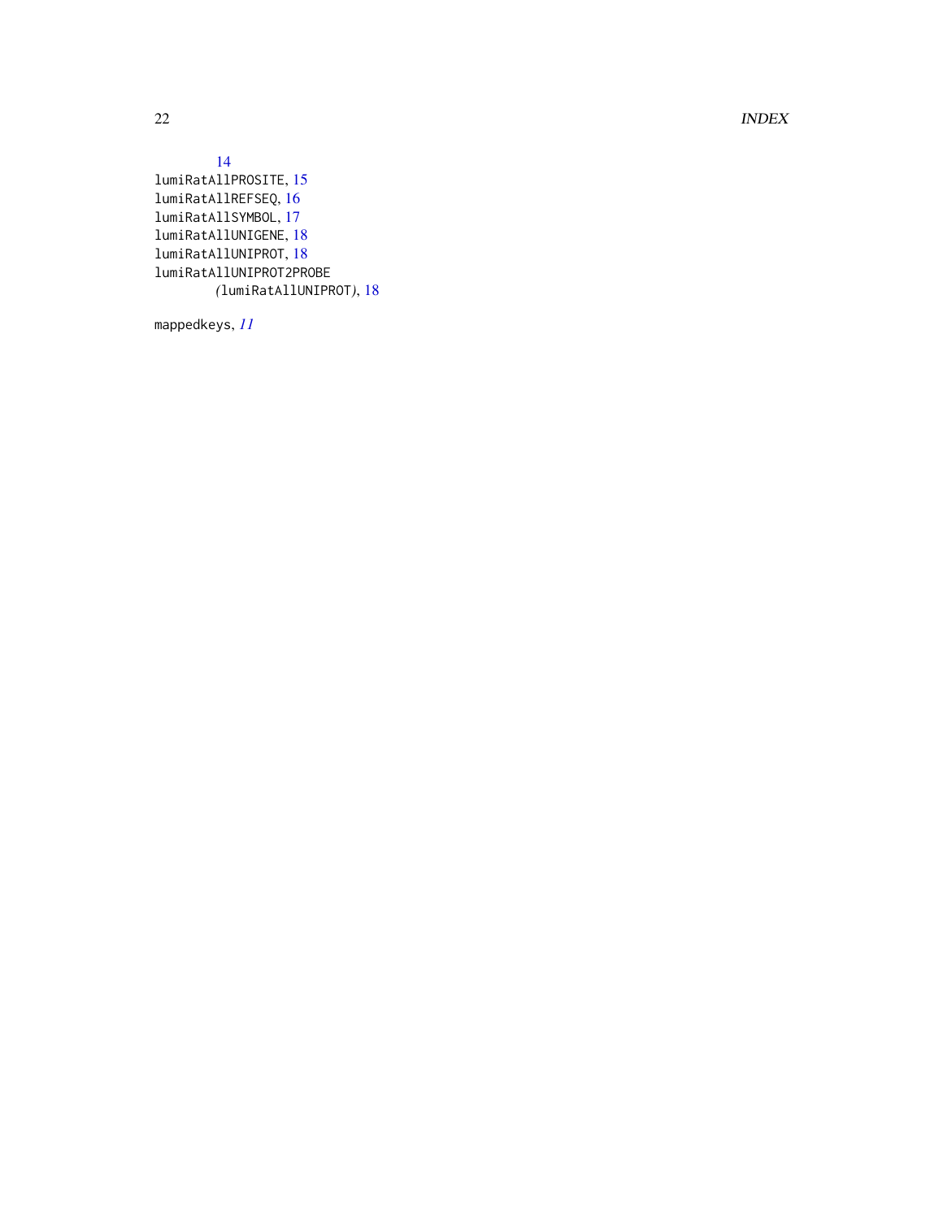14
lumiRatAllPROSITE, 15
lumiRatAllREFSEQ, 16
lumiRatAllSYMBOL, 17
lumiRatAllUNIGENE, 18
lumiRatAllUNIPROT, 18
lumiRatAllUNIPROT2PROBE
(lumiRatAllUNIPROT), 18

mappedkeys, *11*